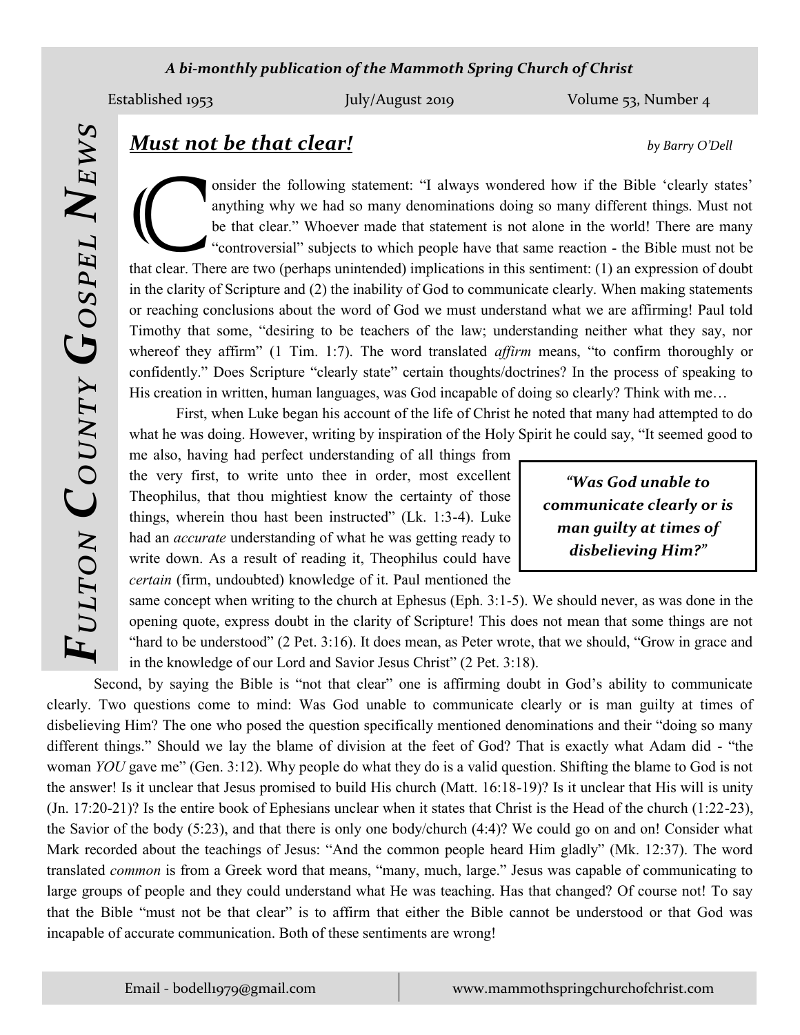# Fulton County Gospel News

*A bi-monthly publication of the Mammoth Spring Church of Christ*

Established 1953 | July/August 2019 | Volume 53, Number 4

## ***Must not be that clear!***

*by Barry O'Dell*

Consider the following statement: "I always wondered how if the Bible 'clearly states' anything why we had so many denominations doing so many different things. Must not be that clear." Whoever made that statement is not alone in the world! There are many "controversial" subjects to which people have that same reaction - the Bible must not be that clear. There are two (perhaps unintended) implications in this sentiment: (1) an expression of doubt in the clarity of Scripture and (2) the inability of God to communicate clearly. When making statements or reaching conclusions about the word of God we must understand what we are affirming! Paul told Timothy that some, "desiring to be teachers of the law; understanding neither what they say, nor whereof they affirm" (1 Tim. 1:7). The word translated *affirm* means, "to confirm thoroughly or confidently." Does Scripture "clearly state" certain thoughts/doctrines? In the process of speaking to His creation in written, human languages, was God incapable of doing so clearly? Think with me…

First, when Luke began his account of the life of Christ he noted that many had attempted to do what he was doing. However, writing by inspiration of the Holy Spirit he could say, "It seemed good to me also, having had perfect understanding of all things from the very first, to write unto thee in order, most excellent Theophilus, that thou mightiest know the certainty of those things, wherein thou hast been instructed" (Lk. 1:3-4). Luke had an *accurate* understanding of what he was getting ready to write down. As a result of reading it, Theophilus could have *certain* (firm, undoubted) knowledge of it. Paul mentioned the same concept when writing to the church at Ephesus (Eph. 3:1-5). We should never, as was done in the opening quote, express doubt in the clarity of Scripture! This does not mean that some things are not "hard to be understood" (2 Pet. 3:16). It does mean, as Peter wrote, that we should, "Grow in grace and in the knowledge of our Lord and Savior Jesus Christ" (2 Pet. 3:18).

> ***"Was God unable to communicate clearly or is man guilty at times of disbelieving Him?"***

Second, by saying the Bible is "not that clear" one is affirming doubt in God's ability to communicate clearly. Two questions come to mind: Was God unable to communicate clearly or is man guilty at times of disbelieving Him? The one who posed the question specifically mentioned denominations and their "doing so many different things." Should we lay the blame of division at the feet of God? That is exactly what Adam did - "the woman *YOU* gave me" (Gen. 3:12). Why people do what they do is a valid question. Shifting the blame to God is not the answer! Is it unclear that Jesus promised to build His church (Matt. 16:18-19)? Is it unclear that His will is unity (Jn. 17:20-21)? Is the entire book of Ephesians unclear when it states that Christ is the Head of the church (1:22-23), the Savior of the body (5:23), and that there is only one body/church (4:4)? We could go on and on! Consider what Mark recorded about the teachings of Jesus: "And the common people heard Him gladly" (Mk. 12:37). The word translated *common* is from a Greek word that means, "many, much, large." Jesus was capable of communicating to large groups of people and they could understand what He was teaching. Has that changed? Of course not! To say that the Bible "must not be that clear" is to affirm that either the Bible cannot be understood or that God was incapable of accurate communication. Both of these sentiments are wrong!

Email - bodell1979@gmail.com | www.mammothspringchurchofchrist.com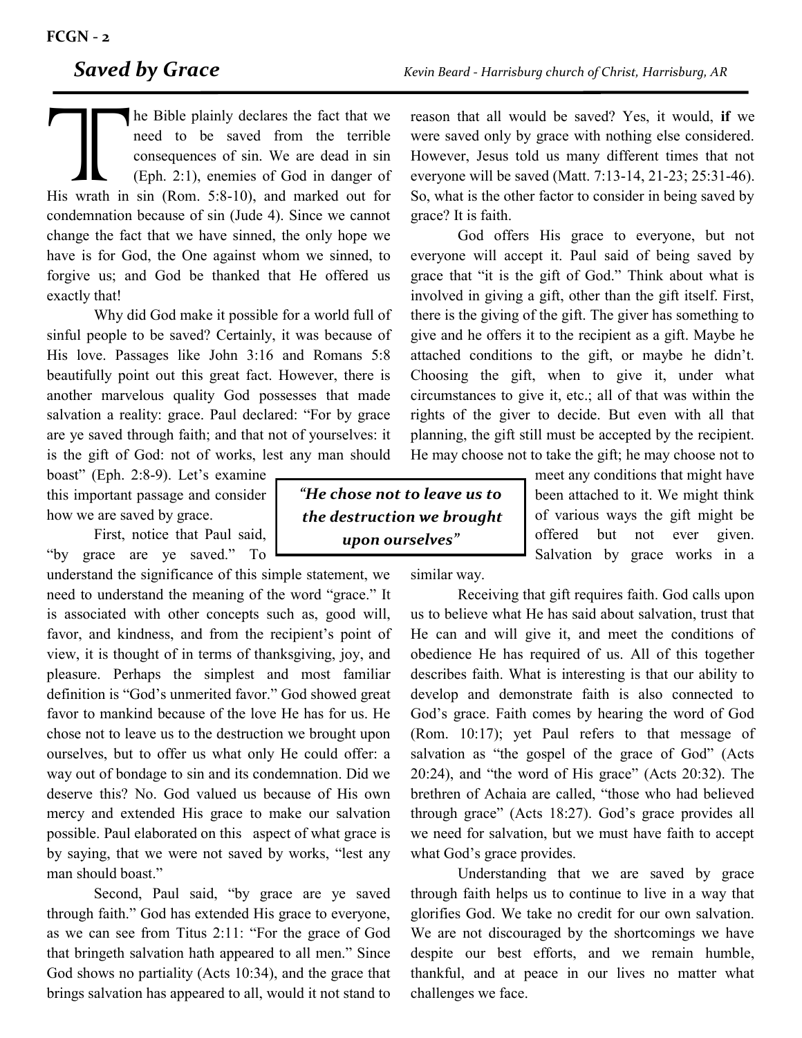## *Saved by Grace*

*Kevin Beard - Harrisburg church of Christ, Harrisburg, AR*

The Bible plainly declares the fact that we need to be saved from the terrible consequences of sin. We are dead in sin (Eph. 2:1), enemies of God in danger of His wrath in sin (Rom. 5:8-10), and marked out for condemnation because of sin (Jude 4). Since we cannot change the fact that we have sinned, the only hope we have is for God, the One against whom we sinned, to forgive us; and God be thanked that He offered us exactly that!

Why did God make it possible for a world full of sinful people to be saved? Certainly, it was because of His love. Passages like John 3:16 and Romans 5:8 beautifully point out this great fact. However, there is another marvelous quality God possesses that made salvation a reality: grace. Paul declared: "For by grace are ye saved through faith; and that not of yourselves: it is the gift of God: not of works, lest any man should boast" (Eph. 2:8-9). Let's examine this important passage and consider how we are saved by grace.

First, notice that Paul said, "by grace are ye saved." To understand the significance of this simple statement, we need to understand the meaning of the word "grace." It is associated with other concepts such as, good will, favor, and kindness, and from the recipient's point of view, it is thought of in terms of thanksgiving, joy, and pleasure. Perhaps the simplest and most familiar definition is "God's unmerited favor." God showed great favor to mankind because of the love He has for us. He chose not to leave us to the destruction we brought upon ourselves, but to offer us what only He could offer: a way out of bondage to sin and its condemnation. Did we deserve this? No. God valued us because of His own mercy and extended His grace to make our salvation possible. Paul elaborated on this aspect of what grace is by saying, that we were not saved by works, "lest any man should boast."

> ***"He chose not to leave us to the destruction we brought upon ourselves"***

Second, Paul said, "by grace are ye saved through faith." God has extended His grace to everyone, as we can see from Titus 2:11: "For the grace of God that bringeth salvation hath appeared to all men." Since God shows no partiality (Acts 10:34), and the grace that brings salvation has appeared to all, would it not stand to reason that all would be saved? Yes, it would, **if** we were saved only by grace with nothing else considered. However, Jesus told us many different times that not everyone will be saved (Matt. 7:13-14, 21-23; 25:31-46). So, what is the other factor to consider in being saved by grace? It is faith.

God offers His grace to everyone, but not everyone will accept it. Paul said of being saved by grace that "it is the gift of God." Think about what is involved in giving a gift, other than the gift itself. First, there is the giving of the gift. The giver has something to give and he offers it to the recipient as a gift. Maybe he attached conditions to the gift, or maybe he didn't. Choosing the gift, when to give it, under what circumstances to give it, etc.; all of that was within the rights of the giver to decide. But even with all that planning, the gift still must be accepted by the recipient. He may choose not to take the gift; he may choose not to meet any conditions that might have been attached to it. We might think of various ways the gift might be offered but not ever given. Salvation by grace works in a similar way.

Receiving that gift requires faith. God calls upon us to believe what He has said about salvation, trust that He can and will give it, and meet the conditions of obedience He has required of us. All of this together describes faith. What is interesting is that our ability to develop and demonstrate faith is also connected to God's grace. Faith comes by hearing the word of God (Rom. 10:17); yet Paul refers to that message of salvation as "the gospel of the grace of God" (Acts 20:24), and "the word of His grace" (Acts 20:32). The brethren of Achaia are called, "those who had believed through grace" (Acts 18:27). God's grace provides all we need for salvation, but we must have faith to accept what God's grace provides.

Understanding that we are saved by grace through faith helps us to continue to live in a way that glorifies God. We take no credit for our own salvation. We are not discouraged by the shortcomings we have despite our best efforts, and we remain humble, thankful, and at peace in our lives no matter what challenges we face.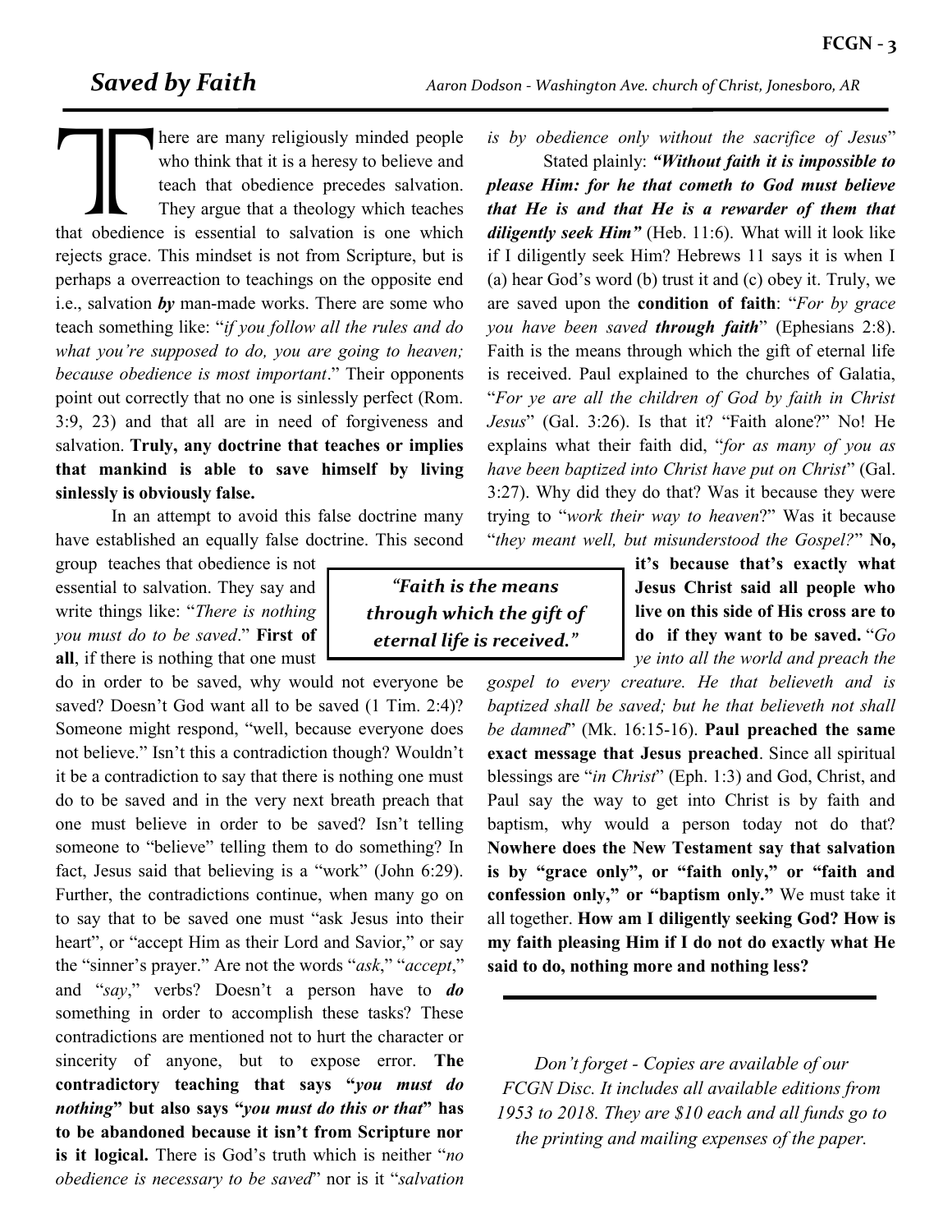## *Saved by Faith*

*Aaron Dodson - Washington Ave. church of Christ, Jonesboro, AR*

There are many religiously minded people who think that it is a heresy to believe and teach that obedience precedes salvation. They argue that a theology which teaches that obedience is essential to salvation is one which rejects grace. This mindset is not from Scripture, but is perhaps a overreaction to teachings on the opposite end i.e., salvation ***by*** man-made works. There are some who teach something like: "*if you follow all the rules and do what you're supposed to do, you are going to heaven; because obedience is most important*." Their opponents point out correctly that no one is sinlessly perfect (Rom. 3:9, 23) and that all are in need of forgiveness and salvation. **Truly, any doctrine that teaches or implies that mankind is able to save himself by living sinlessly is obviously false.**

In an attempt to avoid this false doctrine many have established an equally false doctrine. This second group teaches that obedience is not essential to salvation. They say and write things like: "*There is nothing you must do to be saved*." **First of all**, if there is nothing that one must do in order to be saved, why would not everyone be saved? Doesn't God want all to be saved (1 Tim. 2:4)? Someone might respond, "well, because everyone does not believe." Isn't this a contradiction though? Wouldn't it be a contradiction to say that there is nothing one must do to be saved and in the very next breath preach that one must believe in order to be saved? Isn't telling someone to "believe" telling them to do something? In fact, Jesus said that believing is a "work" (John 6:29). Further, the contradictions continue, when many go on to say that to be saved one must "ask Jesus into their heart", or "accept Him as their Lord and Savior," or say the "sinner's prayer." Are not the words "*ask*," "*accept*," and "*say*," verbs? Doesn't a person have to ***do*** something in order to accomplish these tasks? These contradictions are mentioned not to hurt the character or sincerity of anyone, but to expose error. **The contradictory teaching that says "*you must do nothing*" but also says "*you must do this or that*" has to be abandoned because it isn't from Scripture nor is it logical.** There is God's truth which is neither "*no obedience is necessary to be saved*" nor is it "*salvation is by obedience only without the sacrifice of Jesus*"

> *"Faith is the means through which the gift of eternal life is received."*

Stated plainly: ***"Without faith it is impossible to please Him: for he that cometh to God must believe that He is and that He is a rewarder of them that diligently seek Him"*** (Heb. 11:6). What will it look like if I diligently seek Him? Hebrews 11 says it is when I (a) hear God's word (b) trust it and (c) obey it. Truly, we are saved upon the **condition of faith**: "*For by grace you have been saved **through faith***" (Ephesians 2:8). Faith is the means through which the gift of eternal life is received. Paul explained to the churches of Galatia, "*For ye are all the children of God by faith in Christ Jesus*" (Gal. 3:26). Is that it? "Faith alone?" No! He explains what their faith did, "*for as many of you as have been baptized into Christ have put on Christ*" (Gal. 3:27). Why did they do that? Was it because they were trying to "*work their way to heaven*?" Was it because "*they meant well, but misunderstood the Gospel?*" **No, it's because that's exactly what Jesus Christ said all people who live on this side of His cross are to do if they want to be saved.** "*Go ye into all the world and preach the gospel to every creature. He that believeth and is baptized shall be saved; but he that believeth not shall be damned*" (Mk. 16:15-16). **Paul preached the same exact message that Jesus preached**. Since all spiritual blessings are "*in Christ*" (Eph. 1:3) and God, Christ, and Paul say the way to get into Christ is by faith and baptism, why would a person today not do that? **Nowhere does the New Testament say that salvation is by "grace only", or "faith only," or "faith and confession only," or "baptism only."** We must take it all together. **How am I diligently seeking God? How is my faith pleasing Him if I do not do exactly what He said to do, nothing more and nothing less?**

---

*Don't forget - Copies are available of our FCGN Disc. It includes all available editions from 1953 to 2018. They are $10 each and all funds go to the printing and mailing expenses of the paper.*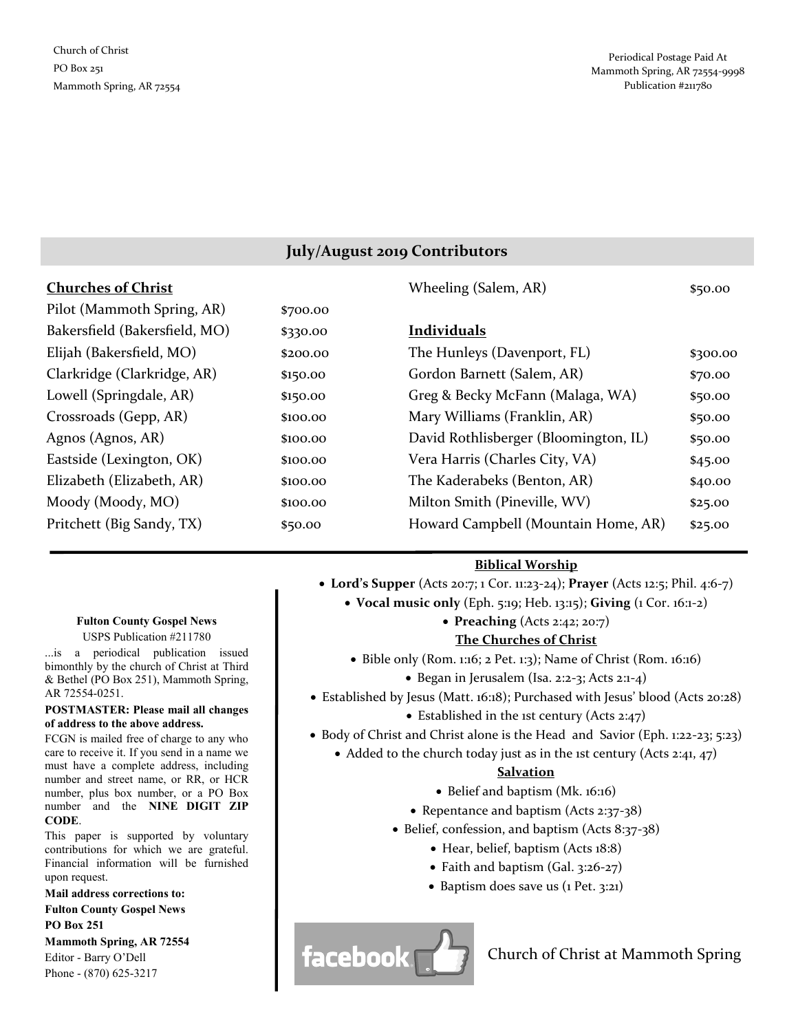Church of Christ
PO Box 251
Mammoth Spring, AR 72554

Periodical Postage Paid At
Mammoth Spring, AR 72554-9998
Publication #211780

## July/August 2019 Contributors

| | | | |
|---|---|---|---|
| **Churches of Christ** | | Wheeling (Salem, AR) | $50.00 |
| Pilot (Mammoth Spring, AR) | $700.00 | | |
| Bakersfield (Bakersfield, MO) | $330.00 | **Individuals** | |
| Elijah (Bakersfield, MO) | $200.00 | The Hunleys (Davenport, FL) | $300.00 |
| Clarkridge (Clarkridge, AR) | $150.00 | Gordon Barnett (Salem, AR) | $70.00 |
| Lowell (Springdale, AR) | $150.00 | Greg & Becky McFann (Malaga, WA) | $50.00 |
| Crossroads (Gepp, AR) | $100.00 | Mary Williams (Franklin, AR) | $50.00 |
| Agnos (Agnos, AR) | $100.00 | David Rothlisberger (Bloomington, IL) | $50.00 |
| Eastside (Lexington, OK) | $100.00 | Vera Harris (Charles City, VA) | $45.00 |
| Elizabeth (Elizabeth, AR) | $100.00 | The Kaderabeks (Benton, AR) | $40.00 |
| Moody (Moody, MO) | $100.00 | Milton Smith (Pineville, WV) | $25.00 |
| Pritchett (Big Sandy, TX) | $50.00 | Howard Campbell (Mountain Home, AR) | $25.00 |

**Fulton County Gospel News**
USPS Publication #211780

...is a periodical publication issued bimonthly by the church of Christ at Third & Bethel (PO Box 251), Mammoth Spring, AR 72554-0251.

**POSTMASTER: Please mail all changes of address to the above address.**

FCGN is mailed free of charge to any who care to receive it. If you send in a name we must have a complete address, including number and street name, or RR, or HCR number, plus box number, or a PO Box number and the **NINE DIGIT ZIP CODE**.

This paper is supported by voluntary contributions for which we are grateful. Financial information will be furnished upon request.

**Mail address corrections to:**
**Fulton County Gospel News**
**PO Box 251**
**Mammoth Spring, AR 72554**
Editor - Barry O'Dell
Phone - (870) 625-3217

### Biblical Worship

- **Lord's Supper** (Acts 20:7; 1 Cor. 11:23-24); **Prayer** (Acts 12:5; Phil. 4:6-7)
- **Vocal music only** (Eph. 5:19; Heb. 13:15); **Giving** (1 Cor. 16:1-2)
- **Preaching** (Acts 2:42; 20:7)

### The Churches of Christ

- Bible only (Rom. 1:16; 2 Pet. 1:3); Name of Christ (Rom. 16:16)
- Began in Jerusalem (Isa. 2:2-3; Acts 2:1-4)
- Established by Jesus (Matt. 16:18); Purchased with Jesus' blood (Acts 20:28)
- Established in the 1st century (Acts 2:47)
- Body of Christ and Christ alone is the Head and Savior (Eph. 1:22-23; 5:23)
- Added to the church today just as in the 1st century (Acts 2:41, 47)

### Salvation

- Belief and baptism (Mk. 16:16)
- Repentance and baptism (Acts 2:37-38)
- Belief, confession, and baptism (Acts 8:37-38)
- Hear, belief, baptism (Acts 18:8)
- Faith and baptism (Gal. 3:26-27)
- Baptism does save us (1 Pet. 3:21)

facebook — Church of Christ at Mammoth Spring